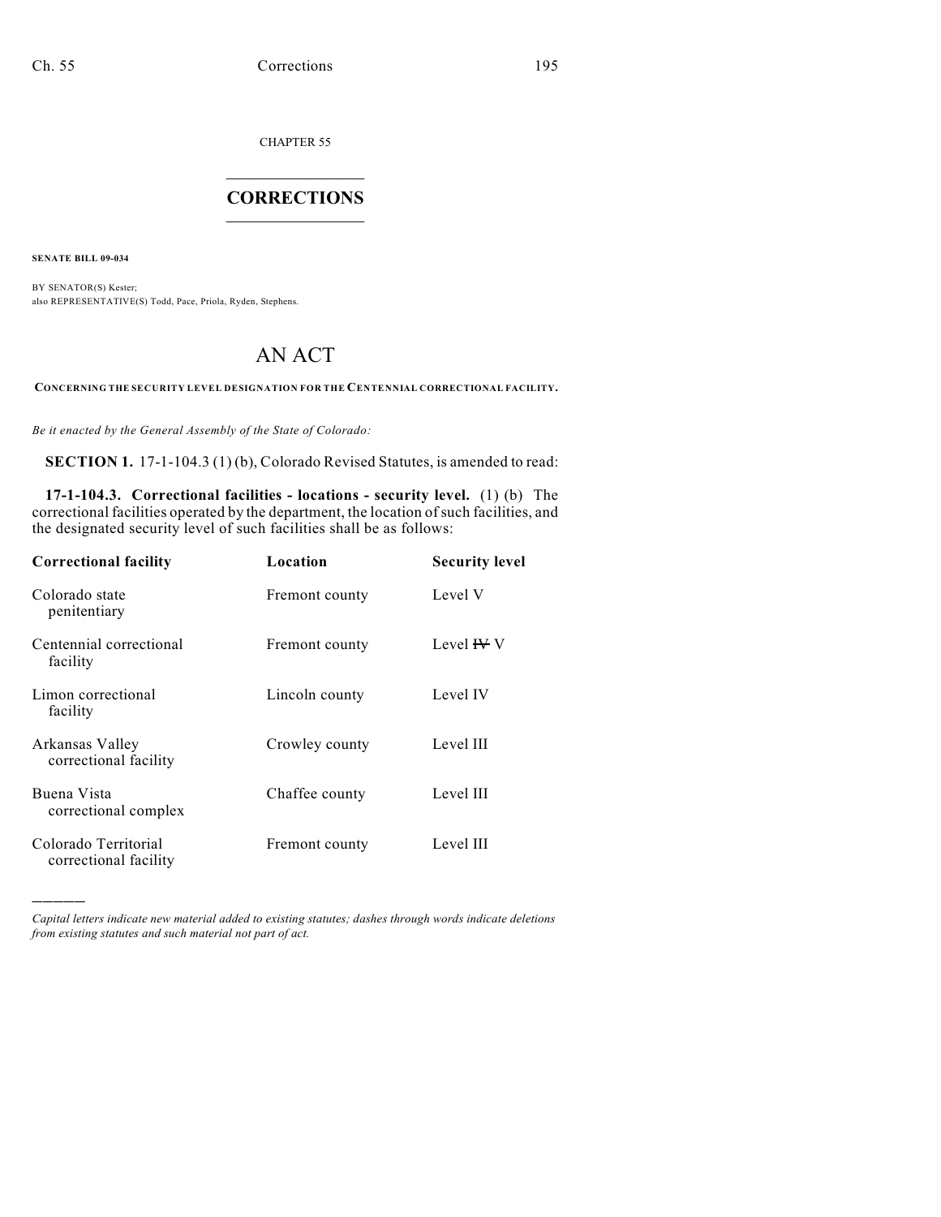CHAPTER 55

# CORRECTIONS

**SENATE BILL 09-034**

BY SENATOR(S) Kester;
also REPRESENTATIVE(S) Todd, Pace, Priola, Ryden, Stephens.

# AN ACT

**CONCERNING THE SECURITY LEVEL DESIGNATION FOR THE CENTENNIAL CORRECTIONAL FACILITY.**

*Be it enacted by the General Assembly of the State of Colorado:*

**SECTION 1.** 17-1-104.3 (1) (b), Colorado Revised Statutes, is amended to read:

**17-1-104.3. Correctional facilities - locations - security level.** (1) (b) The correctional facilities operated by the department, the location of such facilities, and the designated security level of such facilities shall be as follows:

| Correctional facility | Location | Security level |
|---|---|---|
| Colorado state penitentiary | Fremont county | Level V |
| Centennial correctional facility | Fremont county | Level ~~IV~~ V |
| Limon correctional facility | Lincoln county | Level IV |
| Arkansas Valley correctional facility | Crowley county | Level III |
| Buena Vista correctional complex | Chaffee county | Level III |
| Colorado Territorial correctional facility | Fremont county | Level III |

———

*Capital letters indicate new material added to existing statutes; dashes through words indicate deletions from existing statutes and such material not part of act.*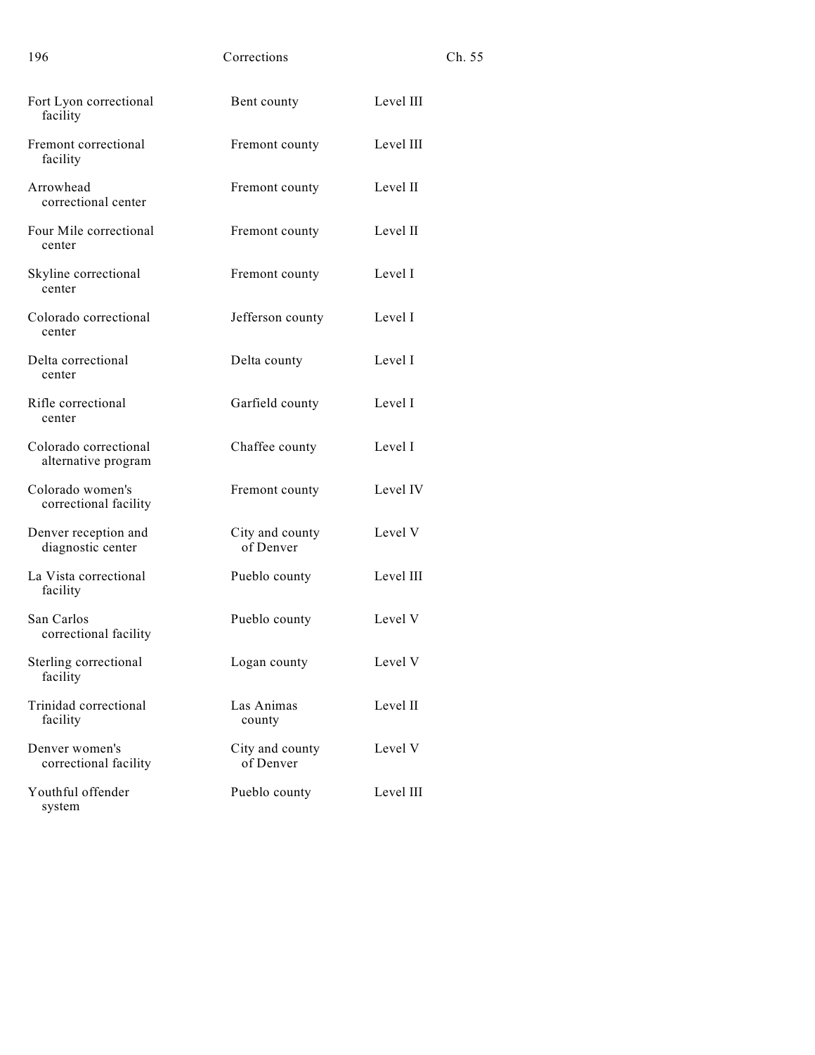| | | |
|---|---|---|
| Fort Lyon correctional facility | Bent county | Level III |
| Fremont correctional facility | Fremont county | Level III |
| Arrowhead correctional center | Fremont county | Level II |
| Four Mile correctional center | Fremont county | Level II |
| Skyline correctional center | Fremont county | Level I |
| Colorado correctional center | Jefferson county | Level I |
| Delta correctional center | Delta county | Level I |
| Rifle correctional center | Garfield county | Level I |
| Colorado correctional alternative program | Chaffee county | Level I |
| Colorado women's correctional facility | Fremont county | Level IV |
| Denver reception and diagnostic center | City and county of Denver | Level V |
| La Vista correctional facility | Pueblo county | Level III |
| San Carlos correctional facility | Pueblo county | Level V |
| Sterling correctional facility | Logan county | Level V |
| Trinidad correctional facility | Las Animas county | Level II |
| Denver women's correctional facility | City and county of Denver | Level V |
| Youthful offender system | Pueblo county | Level III |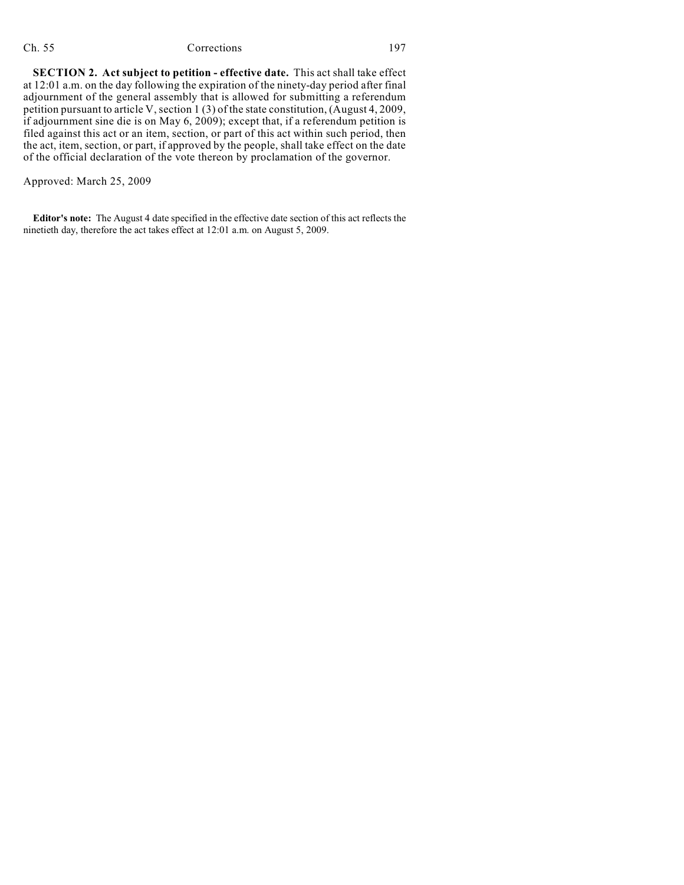**SECTION 2. Act subject to petition - effective date.** This act shall take effect at 12:01 a.m. on the day following the expiration of the ninety-day period after final adjournment of the general assembly that is allowed for submitting a referendum petition pursuant to article V, section 1 (3) of the state constitution, (August 4, 2009, if adjournment sine die is on May 6, 2009); except that, if a referendum petition is filed against this act or an item, section, or part of this act within such period, then the act, item, section, or part, if approved by the people, shall take effect on the date of the official declaration of the vote thereon by proclamation of the governor.

Approved: March 25, 2009

**Editor's note:** The August 4 date specified in the effective date section of this act reflects the ninetieth day, therefore the act takes effect at 12:01 a.m. on August 5, 2009.